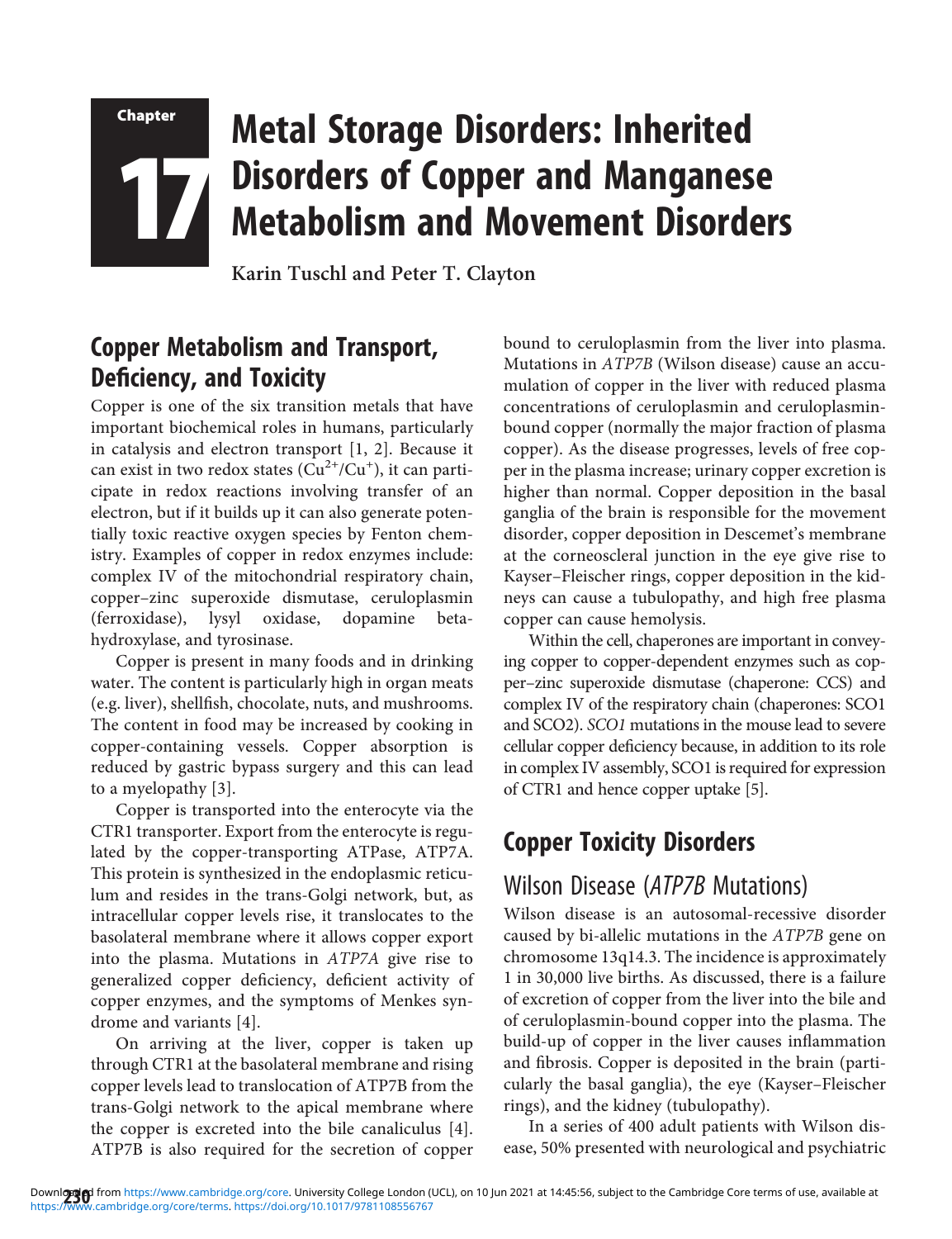# Chapter 17 Metal Storage Disorders: Inherited Disorders of Copper and Manganese Metabolism and Movement Disorders

**Karin Tuschl and Peter T. Clayton**

## Copper Metabolism and Transport, Deficiency, and Toxicity

Copper is one of the six transition metals that have important biochemical roles in humans, particularly in catalysis and electron transport [1, 2]. Because it can exist in two redox states ($Cu^{2+}$/$Cu^{+}$), it can participate in redox reactions involving transfer of an electron, but if it builds up it can also generate potentially toxic reactive oxygen species by Fenton chemistry. Examples of copper in redox enzymes include: complex IV of the mitochondrial respiratory chain, copper–zinc superoxide dismutase, ceruloplasmin (ferroxidase), lysyl oxidase, dopamine beta-hydroxylase, and tyrosinase.

Copper is present in many foods and in drinking water. The content is particularly high in organ meats (e.g. liver), shellfish, chocolate, nuts, and mushrooms. The content in food may be increased by cooking in copper-containing vessels. Copper absorption is reduced by gastric bypass surgery and this can lead to a myelopathy [3].

Copper is transported into the enterocyte via the CTR1 transporter. Export from the enterocyte is regulated by the copper-transporting ATPase, ATP7A. This protein is synthesized in the endoplasmic reticulum and resides in the trans-Golgi network, but, as intracellular copper levels rise, it translocates to the basolateral membrane where it allows copper export into the plasma. Mutations in *ATP7A* give rise to generalized copper deficiency, deficient activity of copper enzymes, and the symptoms of Menkes syndrome and variants [4].

On arriving at the liver, copper is taken up through CTR1 at the basolateral membrane and rising copper levels lead to translocation of ATP7B from the trans-Golgi network to the apical membrane where the copper is excreted into the bile canaliculus [4]. ATP7B is also required for the secretion of copper bound to ceruloplasmin from the liver into plasma. Mutations in *ATP7B* (Wilson disease) cause an accumulation of copper in the liver with reduced plasma concentrations of ceruloplasmin and ceruloplasmin-bound copper (normally the major fraction of plasma copper). As the disease progresses, levels of free copper in the plasma increase; urinary copper excretion is higher than normal. Copper deposition in the basal ganglia of the brain is responsible for the movement disorder, copper deposition in Descemet's membrane at the corneoscleral junction in the eye give rise to Kayser–Fleischer rings, copper deposition in the kidneys can cause a tubulopathy, and high free plasma copper can cause hemolysis.

Within the cell, chaperones are important in conveying copper to copper-dependent enzymes such as copper–zinc superoxide dismutase (chaperone: CCS) and complex IV of the respiratory chain (chaperones: SCO1 and SCO2). *SCO1* mutations in the mouse lead to severe cellular copper deficiency because, in addition to its role in complex IV assembly, SCO1 is required for expression of CTR1 and hence copper uptake [5].

## Copper Toxicity Disorders

### Wilson Disease (*ATP7B* Mutations)

Wilson disease is an autosomal-recessive disorder caused by bi-allelic mutations in the *ATP7B* gene on chromosome 13q14.3. The incidence is approximately 1 in 30,000 live births. As discussed, there is a failure of excretion of copper from the liver into the bile and of ceruloplasmin-bound copper into the plasma. The build-up of copper in the liver causes inflammation and fibrosis. Copper is deposited in the brain (particularly the basal ganglia), the eye (Kayser–Fleischer rings), and the kidney (tubulopathy).

In a series of 400 adult patients with Wilson disease, 50% presented with neurological and psychiatric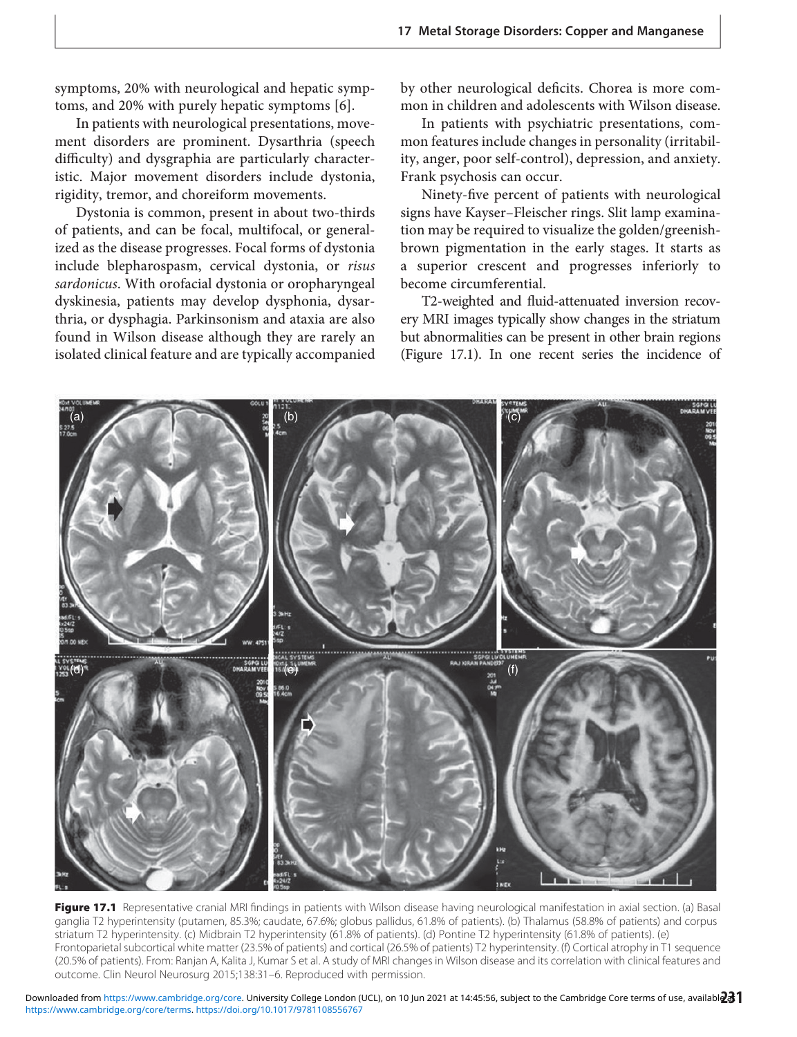symptoms, 20% with neurological and hepatic symptoms, and 20% with purely hepatic symptoms [6].

In patients with neurological presentations, movement disorders are prominent. Dysarthria (speech difficulty) and dysgraphia are particularly characteristic. Major movement disorders include dystonia, rigidity, tremor, and choreiform movements.

Dystonia is common, present in about two-thirds of patients, and can be focal, multifocal, or generalized as the disease progresses. Focal forms of dystonia include blepharospasm, cervical dystonia, or *risus sardonicus*. With orofacial dystonia or oropharyngeal dyskinesia, patients may develop dysphonia, dysarthria, or dysphagia. Parkinsonism and ataxia are also found in Wilson disease although they are rarely an isolated clinical feature and are typically accompanied by other neurological deficits. Chorea is more common in children and adolescents with Wilson disease.

In patients with psychiatric presentations, common features include changes in personality (irritability, anger, poor self-control), depression, and anxiety. Frank psychosis can occur.

Ninety-five percent of patients with neurological signs have Kayser–Fleischer rings. Slit lamp examination may be required to visualize the golden/greenish-brown pigmentation in the early stages. It starts as a superior crescent and progresses inferiorly to become circumferential.

T2-weighted and fluid-attenuated inversion recovery MRI images typically show changes in the striatum but abnormalities can be present in other brain regions (Figure 17.1). In one recent series the incidence of

**Figure 17.1** Representative cranial MRI findings in patients with Wilson disease having neurological manifestation in axial section. (a) Basal ganglia T2 hyperintensity (putamen, 85.3%; caudate, 67.6%; globus pallidus, 61.8% of patients). (b) Thalamus (58.8% of patients) and corpus striatum T2 hyperintensity. (c) Midbrain T2 hyperintensity (61.8% of patients). (d) Pontine T2 hyperintensity (61.8% of patients). (e) Frontoparietal subcortical white matter (23.5% of patients) and cortical (26.5% of patients) T2 hyperintensity. (f) Cortical atrophy in T1 sequence (20.5% of patients). From: Ranjan A, Kalita J, Kumar S et al. A study of MRI changes in Wilson disease and its correlation with clinical features and outcome. Clin Neurol Neurosurg 2015;138:31–6. Reproduced with permission.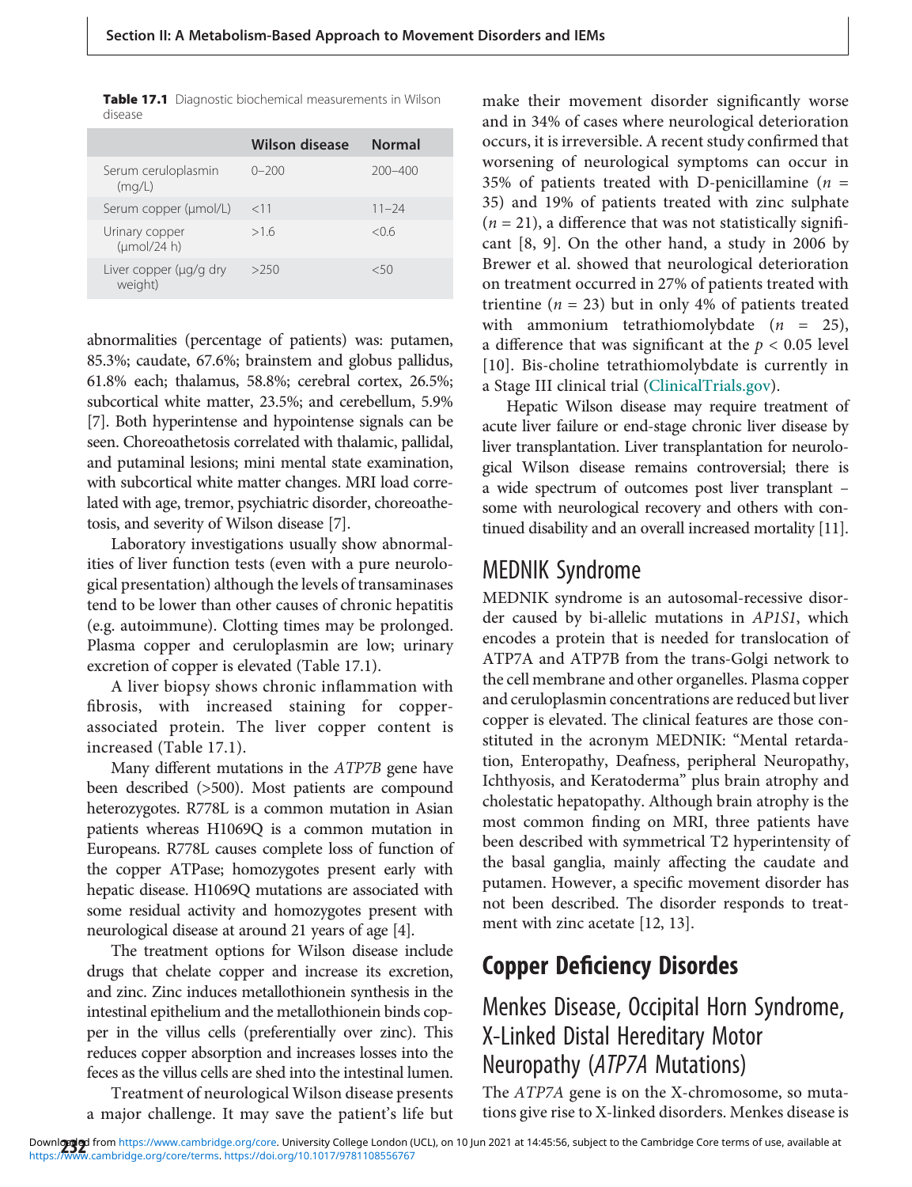**Table 17.1** Diagnostic biochemical measurements in Wilson disease

| | Wilson disease | Normal |
|---|---|---|
| Serum ceruloplasmin (mg/L) | 0–200 | 200–400 |
| Serum copper (μmol/L) | <11 | 11–24 |
| Urinary copper (μmol/24 h) | >1.6 | <0.6 |
| Liver copper (μg/g dry weight) | >250 | <50 |

abnormalities (percentage of patients) was: putamen, 85.3%; caudate, 67.6%; brainstem and globus pallidus, 61.8% each; thalamus, 58.8%; cerebral cortex, 26.5%; subcortical white matter, 23.5%; and cerebellum, 5.9% [7]. Both hyperintense and hypointense signals can be seen. Choreoathetosis correlated with thalamic, pallidal, and putaminal lesions; mini mental state examination, with subcortical white matter changes. MRI load correlated with age, tremor, psychiatric disorder, choreoathetosis, and severity of Wilson disease [7].

Laboratory investigations usually show abnormalities of liver function tests (even with a pure neurological presentation) although the levels of transaminases tend to be lower than other causes of chronic hepatitis (e.g. autoimmune). Clotting times may be prolonged. Plasma copper and ceruloplasmin are low; urinary excretion of copper is elevated (Table 17.1).

A liver biopsy shows chronic inflammation with fibrosis, with increased staining for copper-associated protein. The liver copper content is increased (Table 17.1).

Many different mutations in the *ATP7B* gene have been described (>500). Most patients are compound heterozygotes. R778L is a common mutation in Asian patients whereas H1069Q is a common mutation in Europeans. R778L causes complete loss of function of the copper ATPase; homozygotes present early with hepatic disease. H1069Q mutations are associated with some residual activity and homozygotes present with neurological disease at around 21 years of age [4].

The treatment options for Wilson disease include drugs that chelate copper and increase its excretion, and zinc. Zinc induces metallothionein synthesis in the intestinal epithelium and the metallothionein binds copper in the villus cells (preferentially over zinc). This reduces copper absorption and increases losses into the feces as the villus cells are shed into the intestinal lumen.

Treatment of neurological Wilson disease presents a major challenge. It may save the patient's life but make their movement disorder significantly worse and in 34% of cases where neurological deterioration occurs, it is irreversible. A recent study confirmed that worsening of neurological symptoms can occur in 35% of patients treated with D-penicillamine ($n = 35$) and 19% of patients treated with zinc sulphate ($n = 21$), a difference that was not statistically significant [8, 9]. On the other hand, a study in 2006 by Brewer et al. showed that neurological deterioration on treatment occurred in 27% of patients treated with trientine ($n = 23$) but in only 4% of patients treated with ammonium tetrathiomolybdate ($n = 25$), a difference that was significant at the $p < 0.05$ level [10]. Bis-choline tetrathiomolybdate is currently in a Stage III clinical trial (ClinicalTrials.gov).

Hepatic Wilson disease may require treatment of acute liver failure or end-stage chronic liver disease by liver transplantation. Liver transplantation for neurological Wilson disease remains controversial; there is a wide spectrum of outcomes post liver transplant – some with neurological recovery and others with continued disability and an overall increased mortality [11].

## MEDNIK Syndrome

MEDNIK syndrome is an autosomal-recessive disorder caused by bi-allelic mutations in *AP1S1*, which encodes a protein that is needed for translocation of ATP7A and ATP7B from the trans-Golgi network to the cell membrane and other organelles. Plasma copper and ceruloplasmin concentrations are reduced but liver copper is elevated. The clinical features are those constituted in the acronym MEDNIK: "Mental retardation, Enteropathy, Deafness, peripheral Neuropathy, Ichthyosis, and Keratoderma" plus brain atrophy and cholestatic hepatopathy. Although brain atrophy is the most common finding on MRI, three patients have been described with symmetrical T2 hyperintensity of the basal ganglia, mainly affecting the caudate and putamen. However, a specific movement disorder has not been described. The disorder responds to treatment with zinc acetate [12, 13].

# Copper Deficiency Disordes

## Menkes Disease, Occipital Horn Syndrome, X-Linked Distal Hereditary Motor Neuropathy (*ATP7A* Mutations)

The *ATP7A* gene is on the X-chromosome, so mutations give rise to X-linked disorders. Menkes disease is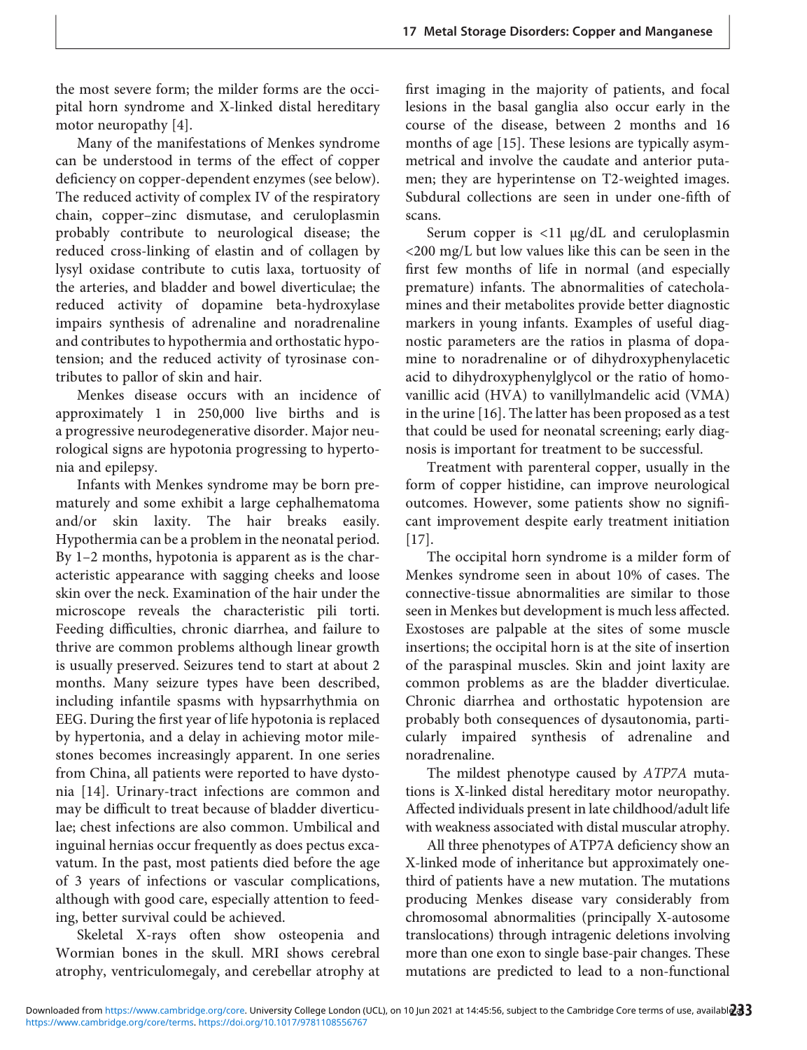the most severe form; the milder forms are the occipital horn syndrome and X-linked distal hereditary motor neuropathy [4].

Many of the manifestations of Menkes syndrome can be understood in terms of the effect of copper deficiency on copper-dependent enzymes (see below). The reduced activity of complex IV of the respiratory chain, copper–zinc dismutase, and ceruloplasmin probably contribute to neurological disease; the reduced cross-linking of elastin and of collagen by lysyl oxidase contribute to cutis laxa, tortuosity of the arteries, and bladder and bowel diverticulae; the reduced activity of dopamine beta-hydroxylase impairs synthesis of adrenaline and noradrenaline and contributes to hypothermia and orthostatic hypotension; and the reduced activity of tyrosinase contributes to pallor of skin and hair.

Menkes disease occurs with an incidence of approximately 1 in 250,000 live births and is a progressive neurodegenerative disorder. Major neurological signs are hypotonia progressing to hypertonia and epilepsy.

Infants with Menkes syndrome may be born prematurely and some exhibit a large cephalhematoma and/or skin laxity. The hair breaks easily. Hypothermia can be a problem in the neonatal period. By 1–2 months, hypotonia is apparent as is the characteristic appearance with sagging cheeks and loose skin over the neck. Examination of the hair under the microscope reveals the characteristic pili torti. Feeding difficulties, chronic diarrhea, and failure to thrive are common problems although linear growth is usually preserved. Seizures tend to start at about 2 months. Many seizure types have been described, including infantile spasms with hypsarrhythmia on EEG. During the first year of life hypotonia is replaced by hypertonia, and a delay in achieving motor milestones becomes increasingly apparent. In one series from China, all patients were reported to have dystonia [14]. Urinary-tract infections are common and may be difficult to treat because of bladder diverticulae; chest infections are also common. Umbilical and inguinal hernias occur frequently as does pectus excavatum. In the past, most patients died before the age of 3 years of infections or vascular complications, although with good care, especially attention to feeding, better survival could be achieved.

Skeletal X-rays often show osteopenia and Wormian bones in the skull. MRI shows cerebral atrophy, ventriculomegaly, and cerebellar atrophy at first imaging in the majority of patients, and focal lesions in the basal ganglia also occur early in the course of the disease, between 2 months and 16 months of age [15]. These lesions are typically asymmetrical and involve the caudate and anterior putamen; they are hyperintense on T2-weighted images. Subdural collections are seen in under one-fifth of scans.

Serum copper is <11 μg/dL and ceruloplasmin <200 mg/L but low values like this can be seen in the first few months of life in normal (and especially premature) infants. The abnormalities of catecholamines and their metabolites provide better diagnostic markers in young infants. Examples of useful diagnostic parameters are the ratios in plasma of dopamine to noradrenaline or of dihydroxyphenylacetic acid to dihydroxyphenylglycol or the ratio of homovanillic acid (HVA) to vanillylmandelic acid (VMA) in the urine [16]. The latter has been proposed as a test that could be used for neonatal screening; early diagnosis is important for treatment to be successful.

Treatment with parenteral copper, usually in the form of copper histidine, can improve neurological outcomes. However, some patients show no significant improvement despite early treatment initiation [17].

The occipital horn syndrome is a milder form of Menkes syndrome seen in about 10% of cases. The connective-tissue abnormalities are similar to those seen in Menkes but development is much less affected. Exostoses are palpable at the sites of some muscle insertions; the occipital horn is at the site of insertion of the paraspinal muscles. Skin and joint laxity are common problems as are the bladder diverticulae. Chronic diarrhea and orthostatic hypotension are probably both consequences of dysautonomia, particularly impaired synthesis of adrenaline and noradrenaline.

The mildest phenotype caused by *ATP7A* mutations is X-linked distal hereditary motor neuropathy. Affected individuals present in late childhood/adult life with weakness associated with distal muscular atrophy.

All three phenotypes of ATP7A deficiency show an X-linked mode of inheritance but approximately one-third of patients have a new mutation. The mutations producing Menkes disease vary considerably from chromosomal abnormalities (principally X-autosome translocations) through intragenic deletions involving more than one exon to single base-pair changes. These mutations are predicted to lead to a non-functional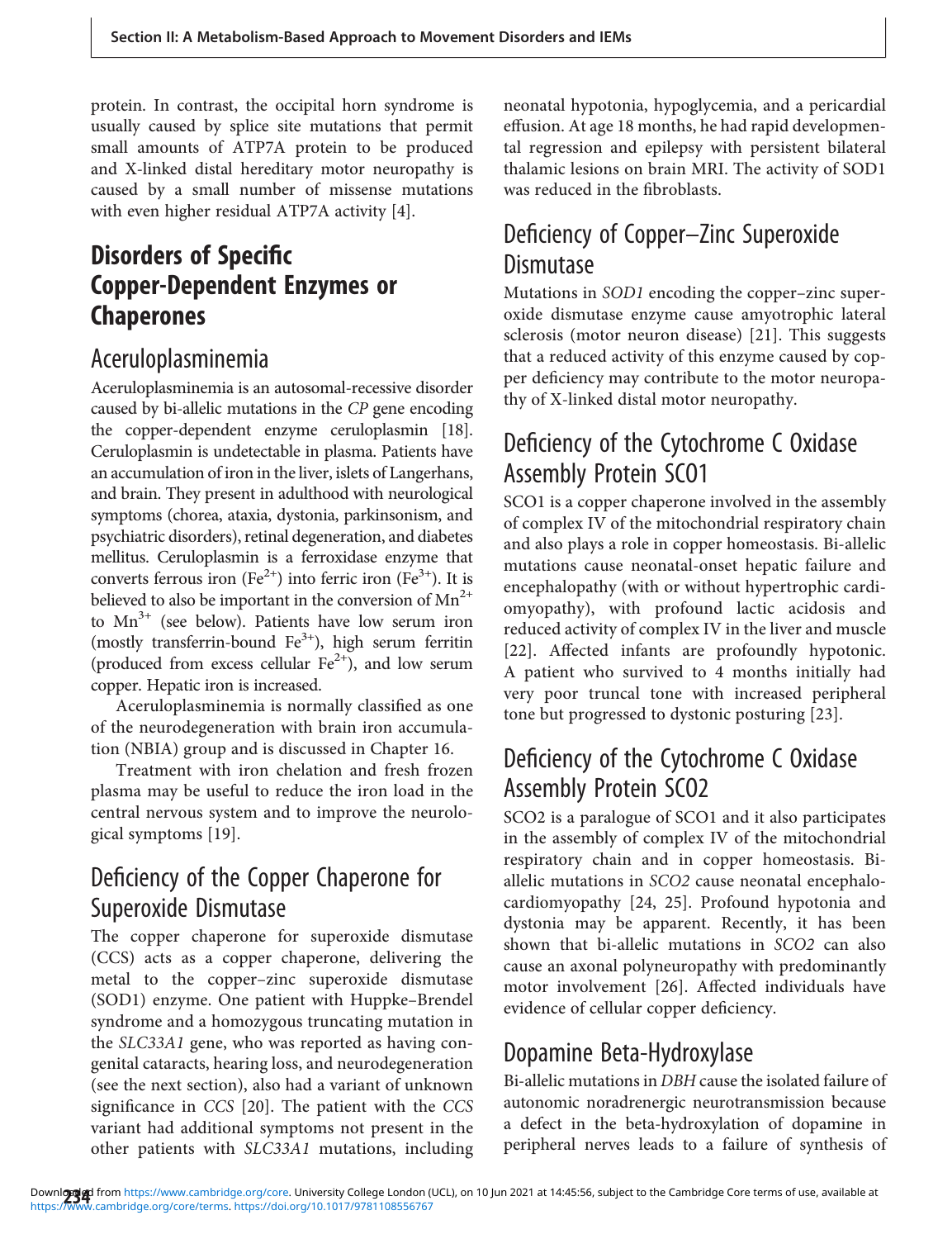protein. In contrast, the occipital horn syndrome is usually caused by splice site mutations that permit small amounts of ATP7A protein to be produced and X-linked distal hereditary motor neuropathy is caused by a small number of missense mutations with even higher residual ATP7A activity [4].

## Disorders of Specific Copper-Dependent Enzymes or Chaperones

### Aceruloplasminemia

Aceruloplasminemia is an autosomal-recessive disorder caused by bi-allelic mutations in the *CP* gene encoding the copper-dependent enzyme ceruloplasmin [18]. Ceruloplasmin is undetectable in plasma. Patients have an accumulation of iron in the liver, islets of Langerhans, and brain. They present in adulthood with neurological symptoms (chorea, ataxia, dystonia, parkinsonism, and psychiatric disorders), retinal degeneration, and diabetes mellitus. Ceruloplasmin is a ferroxidase enzyme that converts ferrous iron ($Fe^{2+}$) into ferric iron ($Fe^{3+}$). It is believed to also be important in the conversion of $Mn^{2+}$ to $Mn^{3+}$ (see below). Patients have low serum iron (mostly transferrin-bound $Fe^{3+}$), high serum ferritin (produced from excess cellular $Fe^{2+}$), and low serum copper. Hepatic iron is increased.

Aceruloplasminemia is normally classified as one of the neurodegeneration with brain iron accumulation (NBIA) group and is discussed in Chapter 16.

Treatment with iron chelation and fresh frozen plasma may be useful to reduce the iron load in the central nervous system and to improve the neurological symptoms [19].

### Deficiency of the Copper Chaperone for Superoxide Dismutase

The copper chaperone for superoxide dismutase (CCS) acts as a copper chaperone, delivering the metal to the copper–zinc superoxide dismutase (SOD1) enzyme. One patient with Huppke–Brendel syndrome and a homozygous truncating mutation in the *SLC33A1* gene, who was reported as having congenital cataracts, hearing loss, and neurodegeneration (see the next section), also had a variant of unknown significance in *CCS* [20]. The patient with the *CCS* variant had additional symptoms not present in the other patients with *SLC33A1* mutations, including neonatal hypotonia, hypoglycemia, and a pericardial effusion. At age 18 months, he had rapid developmental regression and epilepsy with persistent bilateral thalamic lesions on brain MRI. The activity of SOD1 was reduced in the fibroblasts.

### Deficiency of Copper–Zinc Superoxide Dismutase

Mutations in *SOD1* encoding the copper–zinc superoxide dismutase enzyme cause amyotrophic lateral sclerosis (motor neuron disease) [21]. This suggests that a reduced activity of this enzyme caused by copper deficiency may contribute to the motor neuropathy of X-linked distal motor neuropathy.

### Deficiency of the Cytochrome C Oxidase Assembly Protein SCO1

SCO1 is a copper chaperone involved in the assembly of complex IV of the mitochondrial respiratory chain and also plays a role in copper homeostasis. Bi-allelic mutations cause neonatal-onset hepatic failure and encephalopathy (with or without hypertrophic cardiomyopathy), with profound lactic acidosis and reduced activity of complex IV in the liver and muscle [22]. Affected infants are profoundly hypotonic. A patient who survived to 4 months initially had very poor truncal tone with increased peripheral tone but progressed to dystonic posturing [23].

### Deficiency of the Cytochrome C Oxidase Assembly Protein SCO2

SCO2 is a paralogue of SCO1 and it also participates in the assembly of complex IV of the mitochondrial respiratory chain and in copper homeostasis. Bi-allelic mutations in *SCO2* cause neonatal encephalocardiomyopathy [24, 25]. Profound hypotonia and dystonia may be apparent. Recently, it has been shown that bi-allelic mutations in *SCO2* can also cause an axonal polyneuropathy with predominantly motor involvement [26]. Affected individuals have evidence of cellular copper deficiency.

### Dopamine Beta-Hydroxylase

Bi-allelic mutations in *DBH* cause the isolated failure of autonomic noradrenergic neurotransmission because a defect in the beta-hydroxylation of dopamine in peripheral nerves leads to a failure of synthesis of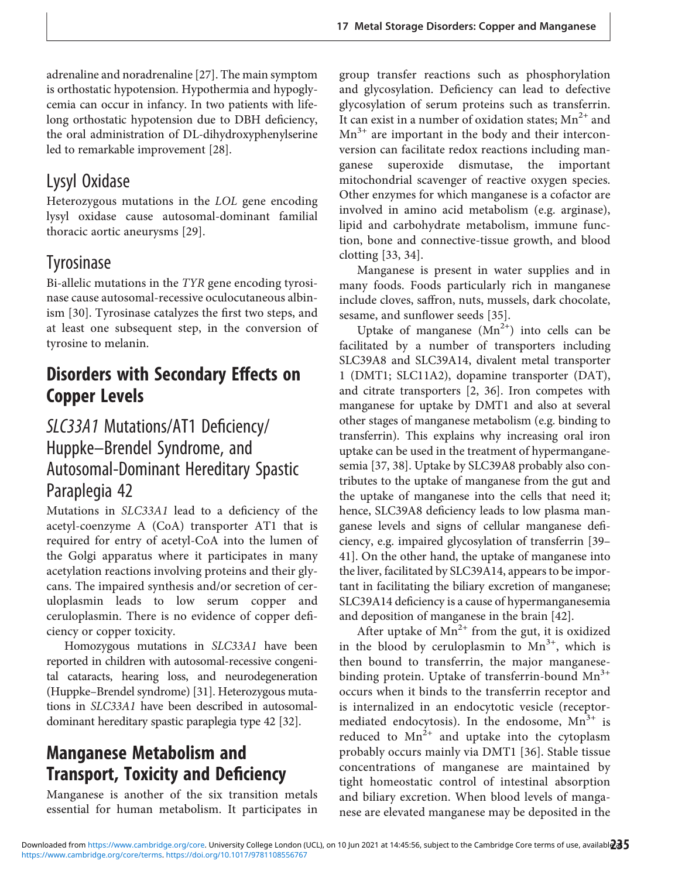adrenaline and noradrenaline [27]. The main symptom is orthostatic hypotension. Hypothermia and hypoglycemia can occur in infancy. In two patients with lifelong orthostatic hypotension due to DBH deficiency, the oral administration of DL-dihydroxyphenylserine led to remarkable improvement [28].

### Lysyl Oxidase

Heterozygous mutations in the *LOL* gene encoding lysyl oxidase cause autosomal-dominant familial thoracic aortic aneurysms [29].

### Tyrosinase

Bi-allelic mutations in the *TYR* gene encoding tyrosinase cause autosomal-recessive oculocutaneous albinism [30]. Tyrosinase catalyzes the first two steps, and at least one subsequent step, in the conversion of tyrosine to melanin.

## Disorders with Secondary Effects on Copper Levels

### *SLC33A1* Mutations/AT1 Deficiency/ Huppke–Brendel Syndrome, and Autosomal-Dominant Hereditary Spastic Paraplegia 42

Mutations in *SLC33A1* lead to a deficiency of the acetyl-coenzyme A (CoA) transporter AT1 that is required for entry of acetyl-CoA into the lumen of the Golgi apparatus where it participates in many acetylation reactions involving proteins and their glycans. The impaired synthesis and/or secretion of ceruloplasmin leads to low serum copper and ceruloplasmin. There is no evidence of copper deficiency or copper toxicity.

Homozygous mutations in *SLC33A1* have been reported in children with autosomal-recessive congenital cataracts, hearing loss, and neurodegeneration (Huppke–Brendel syndrome) [31]. Heterozygous mutations in *SLC33A1* have been described in autosomal-dominant hereditary spastic paraplegia type 42 [32].

## Manganese Metabolism and Transport, Toxicity and Deficiency

Manganese is another of the six transition metals essential for human metabolism. It participates in group transfer reactions such as phosphorylation and glycosylation. Deficiency can lead to defective glycosylation of serum proteins such as transferrin. It can exist in a number of oxidation states; $Mn^{2+}$ and $Mn^{3+}$ are important in the body and their interconversion can facilitate redox reactions including manganese superoxide dismutase, the important mitochondrial scavenger of reactive oxygen species. Other enzymes for which manganese is a cofactor are involved in amino acid metabolism (e.g. arginase), lipid and carbohydrate metabolism, immune function, bone and connective-tissue growth, and blood clotting [33, 34].

Manganese is present in water supplies and in many foods. Foods particularly rich in manganese include cloves, saffron, nuts, mussels, dark chocolate, sesame, and sunflower seeds [35].

Uptake of manganese ($Mn^{2+}$) into cells can be facilitated by a number of transporters including SLC39A8 and SLC39A14, divalent metal transporter 1 (DMT1; SLC11A2), dopamine transporter (DAT), and citrate transporters [2, 36]. Iron competes with manganese for uptake by DMT1 and also at several other stages of manganese metabolism (e.g. binding to transferrin). This explains why increasing oral iron uptake can be used in the treatment of hypermanganesemia [37, 38]. Uptake by SLC39A8 probably also contributes to the uptake of manganese from the gut and the uptake of manganese into the cells that need it; hence, SLC39A8 deficiency leads to low plasma manganese levels and signs of cellular manganese deficiency, e.g. impaired glycosylation of transferrin [39–41]. On the other hand, the uptake of manganese into the liver, facilitated by SLC39A14, appears to be important in facilitating the biliary excretion of manganese; SLC39A14 deficiency is a cause of hypermanganesemia and deposition of manganese in the brain [42].

After uptake of $Mn^{2+}$ from the gut, it is oxidized in the blood by ceruloplasmin to $Mn^{3+}$, which is then bound to transferrin, the major manganese-binding protein. Uptake of transferrin-bound $Mn^{3+}$ occurs when it binds to the transferrin receptor and is internalized in an endocytotic vesicle (receptor-mediated endocytosis). In the endosome, $Mn^{3+}$ is reduced to $Mn^{2+}$ and uptake into the cytoplasm probably occurs mainly via DMT1 [36]. Stable tissue concentrations of manganese are maintained by tight homeostatic control of intestinal absorption and biliary excretion. When blood levels of manganese are elevated manganese may be deposited in the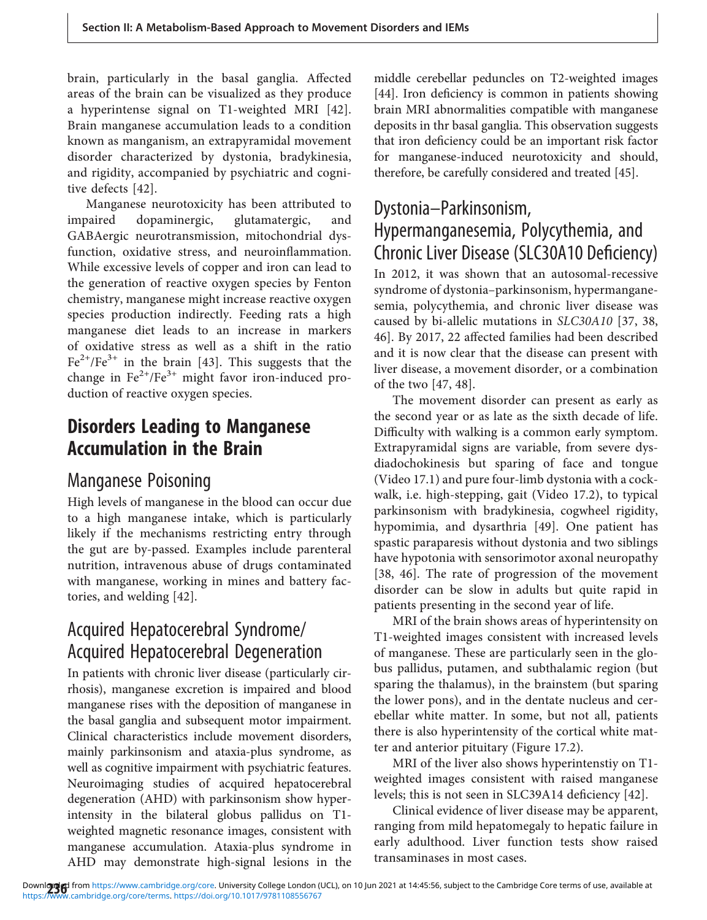brain, particularly in the basal ganglia. Affected areas of the brain can be visualized as they produce a hyperintense signal on T1-weighted MRI [42]. Brain manganese accumulation leads to a condition known as manganism, an extrapyramidal movement disorder characterized by dystonia, bradykinesia, and rigidity, accompanied by psychiatric and cognitive defects [42].

Manganese neurotoxicity has been attributed to impaired dopaminergic, glutamatergic, and GABAergic neurotransmission, mitochondrial dysfunction, oxidative stress, and neuroinflammation. While excessive levels of copper and iron can lead to the generation of reactive oxygen species by Fenton chemistry, manganese might increase reactive oxygen species production indirectly. Feeding rats a high manganese diet leads to an increase in markers of oxidative stress as well as a shift in the ratio $Fe^{2+}/Fe^{3+}$ in the brain [43]. This suggests that the change in $Fe^{2+}/Fe^{3+}$ might favor iron-induced production of reactive oxygen species.

# Disorders Leading to Manganese Accumulation in the Brain

## Manganese Poisoning

High levels of manganese in the blood can occur due to a high manganese intake, which is particularly likely if the mechanisms restricting entry through the gut are by-passed. Examples include parenteral nutrition, intravenous abuse of drugs contaminated with manganese, working in mines and battery factories, and welding [42].

## Acquired Hepatocerebral Syndrome/Acquired Hepatocerebral Degeneration

In patients with chronic liver disease (particularly cirrhosis), manganese excretion is impaired and blood manganese rises with the deposition of manganese in the basal ganglia and subsequent motor impairment. Clinical characteristics include movement disorders, mainly parkinsonism and ataxia-plus syndrome, as well as cognitive impairment with psychiatric features. Neuroimaging studies of acquired hepatocerebral degeneration (AHD) with parkinsonism show hyperintensity in the bilateral globus pallidus on T1-weighted magnetic resonance images, consistent with manganese accumulation. Ataxia-plus syndrome in AHD may demonstrate high-signal lesions in the middle cerebellar peduncles on T2-weighted images [44]. Iron deficiency is common in patients showing brain MRI abnormalities compatible with manganese deposits in thr basal ganglia. This observation suggests that iron deficiency could be an important risk factor for manganese-induced neurotoxicity and should, therefore, be carefully considered and treated [45].

## Dystonia–Parkinsonism, Hypermanganesemia, Polycythemia, and Chronic Liver Disease (SLC30A10 Deficiency)

In 2012, it was shown that an autosomal-recessive syndrome of dystonia–parkinsonism, hypermanganesemia, polycythemia, and chronic liver disease was caused by bi-allelic mutations in *SLC30A10* [37, 38, 46]. By 2017, 22 affected families had been described and it is now clear that the disease can present with liver disease, a movement disorder, or a combination of the two [47, 48].

The movement disorder can present as early as the second year or as late as the sixth decade of life. Difficulty with walking is a common early symptom. Extrapyramidal signs are variable, from severe dysdiadochokinesis but sparing of face and tongue (Video 17.1) and pure four-limb dystonia with a cock-walk, i.e. high-stepping, gait (Video 17.2), to typical parkinsonism with bradykinesia, cogwheel rigidity, hypomimia, and dysarthria [49]. One patient has spastic paraparesis without dystonia and two siblings have hypotonia with sensorimotor axonal neuropathy [38, 46]. The rate of progression of the movement disorder can be slow in adults but quite rapid in patients presenting in the second year of life.

MRI of the brain shows areas of hyperintensity on T1-weighted images consistent with increased levels of manganese. These are particularly seen in the globus pallidus, putamen, and subthalamic region (but sparing the thalamus), in the brainstem (but sparing the lower pons), and in the dentate nucleus and cerebellar white matter. In some, but not all, patients there is also hyperintensity of the cortical white matter and anterior pituitary (Figure 17.2).

MRI of the liver also shows hyperintenstiy on T1-weighted images consistent with raised manganese levels; this is not seen in SLC39A14 deficiency [42].

Clinical evidence of liver disease may be apparent, ranging from mild hepatomegaly to hepatic failure in early adulthood. Liver function tests show raised transaminases in most cases.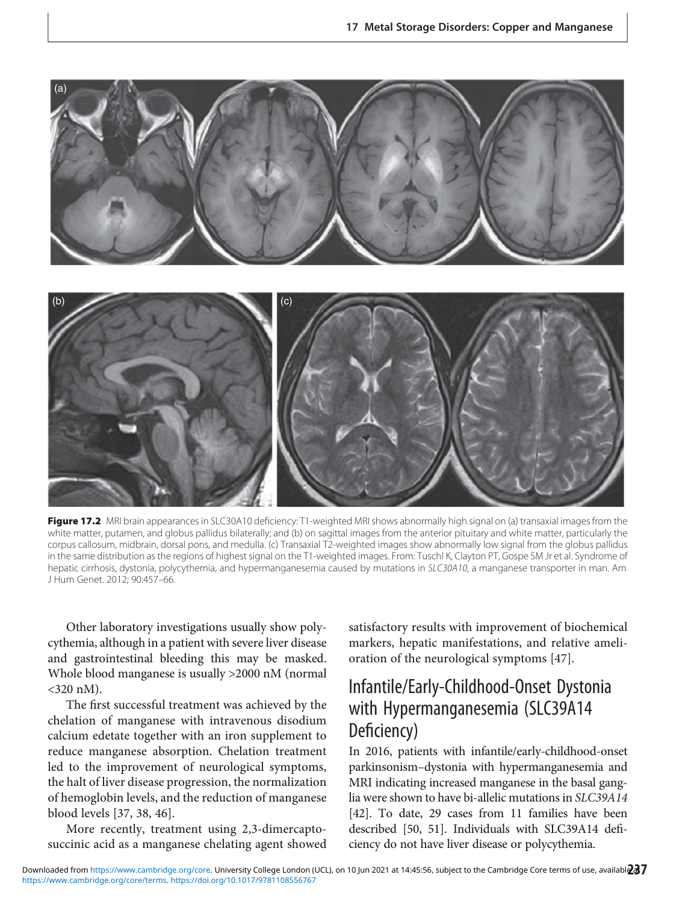**Figure 17.2** MRI brain appearances in SLC30A10 deficiency: T1-weighted MRI shows abnormally high signal on (a) transaxial images from the white matter, putamen, and globus pallidus bilaterally; and (b) on sagittal images from the anterior pituitary and white matter, particularly the corpus callosum, midbrain, dorsal pons, and medulla. (c) Transaxial T2-weighted images show abnormally low signal from the globus pallidus in the same distribution as the regions of highest signal on the T1-weighted images. From: Tuschl K, Clayton PT, Gospe SM Jr et al. Syndrome of hepatic cirrhosis, dystonia, polycythemia, and hypermanganesemia caused by mutations in *SLC30A10*, a manganese transporter in man. Am J Hum Genet. 2012; 90:457–66.

Other laboratory investigations usually show polycythemia, although in a patient with severe liver disease and gastrointestinal bleeding this may be masked. Whole blood manganese is usually >2000 nM (normal <320 nM).

The first successful treatment was achieved by the chelation of manganese with intravenous disodium calcium edetate together with an iron supplement to reduce manganese absorption. Chelation treatment led to the improvement of neurological symptoms, the halt of liver disease progression, the normalization of hemoglobin levels, and the reduction of manganese blood levels [37, 38, 46].

More recently, treatment using 2,3-dimercaptosuccinic acid as a manganese chelating agent showed satisfactory results with improvement of biochemical markers, hepatic manifestations, and relative amelioration of the neurological symptoms [47].

## Infantile/Early-Childhood-Onset Dystonia with Hypermanganesemia (SLC39A14 Deficiency)

In 2016, patients with infantile/early-childhood-onset parkinsonism–dystonia with hypermanganesemia and MRI indicating increased manganese in the basal ganglia were shown to have bi-allelic mutations in *SLC39A14* [42]. To date, 29 cases from 11 families have been described [50, 51]. Individuals with SLC39A14 deficiency do not have liver disease or polycythemia.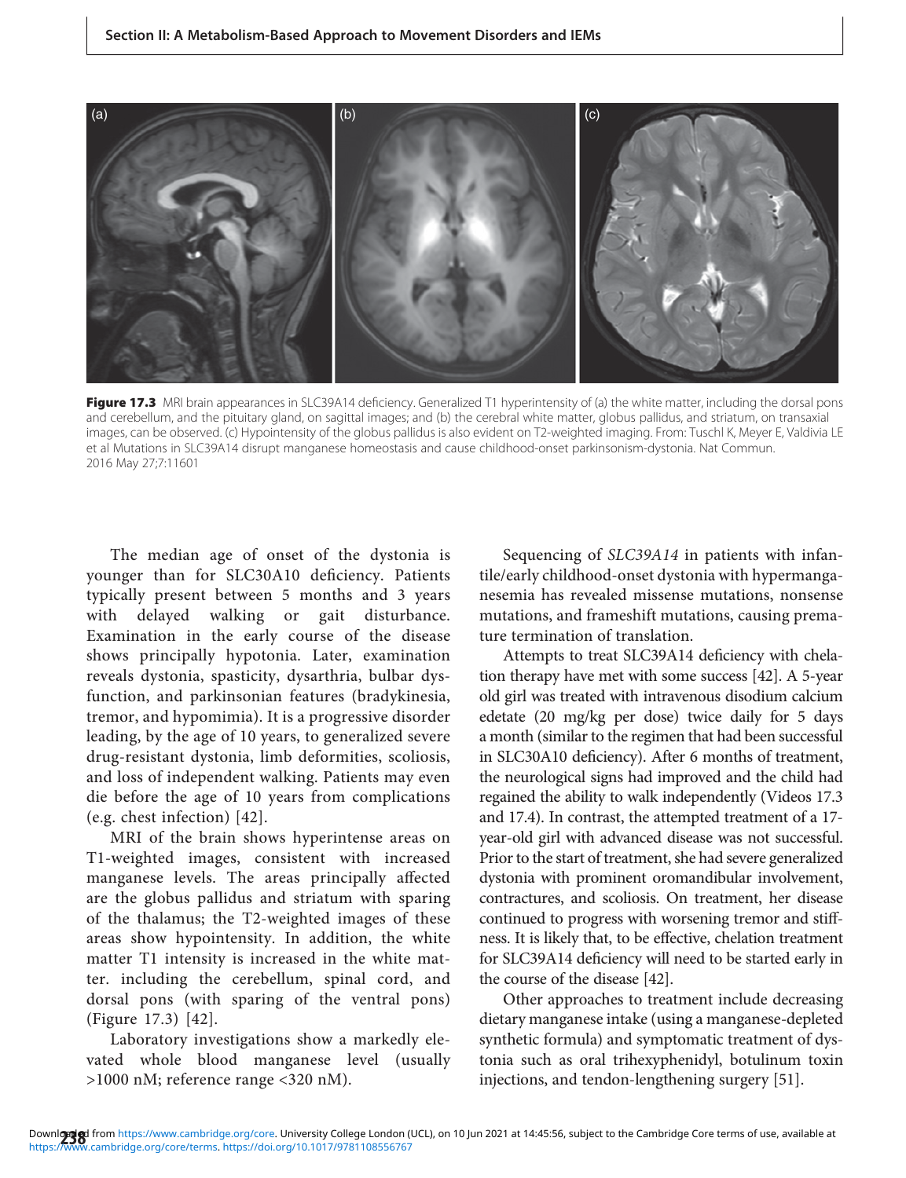**Figure 17.3** MRI brain appearances in SLC39A14 deficiency. Generalized T1 hyperintensity of (a) the white matter, including the dorsal pons and cerebellum, and the pituitary gland, on sagittal images; and (b) the cerebral white matter, globus pallidus, and striatum, on transaxial images, can be observed. (c) Hypointensity of the globus pallidus is also evident on T2-weighted imaging. From: Tuschl K, Meyer E, Valdivia LE et al Mutations in SLC39A14 disrupt manganese homeostasis and cause childhood-onset parkinsonism-dystonia. Nat Commun. 2016 May 27;7:11601

The median age of onset of the dystonia is younger than for SLC30A10 deficiency. Patients typically present between 5 months and 3 years with delayed walking or gait disturbance. Examination in the early course of the disease shows principally hypotonia. Later, examination reveals dystonia, spasticity, dysarthria, bulbar dysfunction, and parkinsonian features (bradykinesia, tremor, and hypomimia). It is a progressive disorder leading, by the age of 10 years, to generalized severe drug-resistant dystonia, limb deformities, scoliosis, and loss of independent walking. Patients may even die before the age of 10 years from complications (e.g. chest infection) [42].

MRI of the brain shows hyperintense areas on T1-weighted images, consistent with increased manganese levels. The areas principally affected are the globus pallidus and striatum with sparing of the thalamus; the T2-weighted images of these areas show hypointensity. In addition, the white matter T1 intensity is increased in the white matter. including the cerebellum, spinal cord, and dorsal pons (with sparing of the ventral pons) (Figure 17.3) [42].

Laboratory investigations show a markedly elevated whole blood manganese level (usually >1000 nM; reference range <320 nM).

Sequencing of *SLC39A14* in patients with infantile/early childhood-onset dystonia with hypermanganesemia has revealed missense mutations, nonsense mutations, and frameshift mutations, causing premature termination of translation.

Attempts to treat SLC39A14 deficiency with chelation therapy have met with some success [42]. A 5-year old girl was treated with intravenous disodium calcium edetate (20 mg/kg per dose) twice daily for 5 days a month (similar to the regimen that had been successful in SLC30A10 deficiency). After 6 months of treatment, the neurological signs had improved and the child had regained the ability to walk independently (Videos 17.3 and 17.4). In contrast, the attempted treatment of a 17-year-old girl with advanced disease was not successful. Prior to the start of treatment, she had severe generalized dystonia with prominent oromandibular involvement, contractures, and scoliosis. On treatment, her disease continued to progress with worsening tremor and stiffness. It is likely that, to be effective, chelation treatment for SLC39A14 deficiency will need to be started early in the course of the disease [42].

Other approaches to treatment include decreasing dietary manganese intake (using a manganese-depleted synthetic formula) and symptomatic treatment of dystonia such as oral trihexyphenidyl, botulinum toxin injections, and tendon-lengthening surgery [51].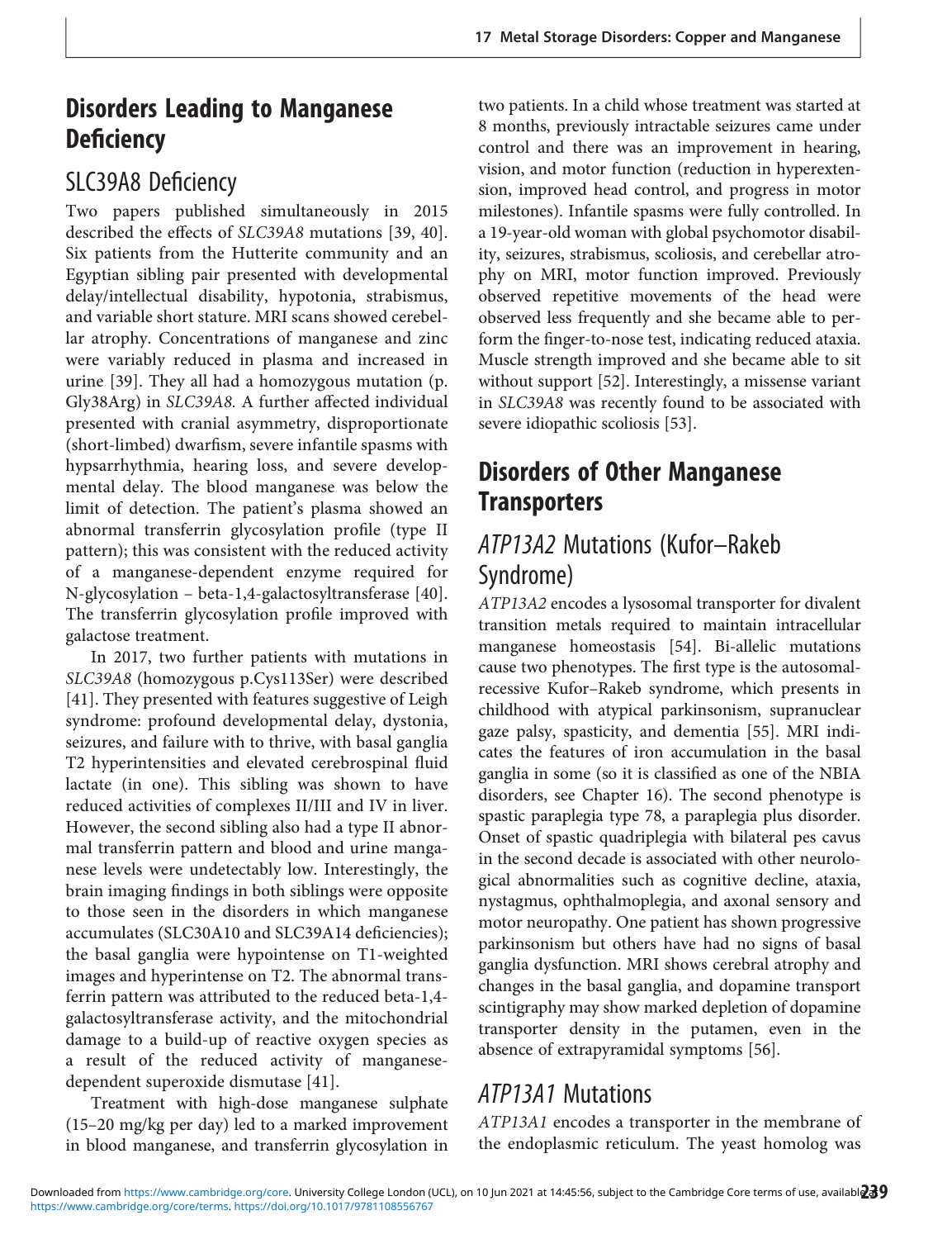## Disorders Leading to Manganese Deficiency

### SLC39A8 Deficiency

Two papers published simultaneously in 2015 described the effects of *SLC39A8* mutations [39, 40]. Six patients from the Hutterite community and an Egyptian sibling pair presented with developmental delay/intellectual disability, hypotonia, strabismus, and variable short stature. MRI scans showed cerebellar atrophy. Concentrations of manganese and zinc were variably reduced in plasma and increased in urine [39]. They all had a homozygous mutation (p. Gly38Arg) in *SLC39A8.* A further affected individual presented with cranial asymmetry, disproportionate (short-limbed) dwarfism, severe infantile spasms with hypsarrhythmia, hearing loss, and severe developmental delay. The blood manganese was below the limit of detection. The patient's plasma showed an abnormal transferrin glycosylation profile (type II pattern); this was consistent with the reduced activity of a manganese-dependent enzyme required for N-glycosylation – beta-1,4-galactosyltransferase [40]. The transferrin glycosylation profile improved with galactose treatment.

In 2017, two further patients with mutations in *SLC39A8* (homozygous p.Cys113Ser) were described [41]. They presented with features suggestive of Leigh syndrome: profound developmental delay, dystonia, seizures, and failure with to thrive, with basal ganglia T2 hyperintensities and elevated cerebrospinal fluid lactate (in one). This sibling was shown to have reduced activities of complexes II/III and IV in liver. However, the second sibling also had a type II abnormal transferrin pattern and blood and urine manganese levels were undetectably low. Interestingly, the brain imaging findings in both siblings were opposite to those seen in the disorders in which manganese accumulates (SLC30A10 and SLC39A14 deficiencies); the basal ganglia were hypointense on T1-weighted images and hyperintense on T2. The abnormal transferrin pattern was attributed to the reduced beta-1,4-galactosyltransferase activity, and the mitochondrial damage to a build-up of reactive oxygen species as a result of the reduced activity of manganese-dependent superoxide dismutase [41].

Treatment with high-dose manganese sulphate (15–20 mg/kg per day) led to a marked improvement in blood manganese, and transferrin glycosylation in two patients. In a child whose treatment was started at 8 months, previously intractable seizures came under control and there was an improvement in hearing, vision, and motor function (reduction in hyperextension, improved head control, and progress in motor milestones). Infantile spasms were fully controlled. In a 19-year-old woman with global psychomotor disability, seizures, strabismus, scoliosis, and cerebellar atrophy on MRI, motor function improved. Previously observed repetitive movements of the head were observed less frequently and she became able to perform the finger-to-nose test, indicating reduced ataxia. Muscle strength improved and she became able to sit without support [52]. Interestingly, a missense variant in *SLC39A8* was recently found to be associated with severe idiopathic scoliosis [53].

## Disorders of Other Manganese Transporters

### *ATP13A2* Mutations (Kufor–Rakeb Syndrome)

*ATP13A2* encodes a lysosomal transporter for divalent transition metals required to maintain intracellular manganese homeostasis [54]. Bi-allelic mutations cause two phenotypes. The first type is the autosomal-recessive Kufor–Rakeb syndrome, which presents in childhood with atypical parkinsonism, supranuclear gaze palsy, spasticity, and dementia [55]. MRI indicates the features of iron accumulation in the basal ganglia in some (so it is classified as one of the NBIA disorders, see Chapter 16). The second phenotype is spastic paraplegia type 78, a paraplegia plus disorder. Onset of spastic quadriplegia with bilateral pes cavus in the second decade is associated with other neurological abnormalities such as cognitive decline, ataxia, nystagmus, ophthalmoplegia, and axonal sensory and motor neuropathy. One patient has shown progressive parkinsonism but others have had no signs of basal ganglia dysfunction. MRI shows cerebral atrophy and changes in the basal ganglia, and dopamine transport scintigraphy may show marked depletion of dopamine transporter density in the putamen, even in the absence of extrapyramidal symptoms [56].

### *ATP13A1* Mutations

*ATP13A1* encodes a transporter in the membrane of the endoplasmic reticulum. The yeast homolog was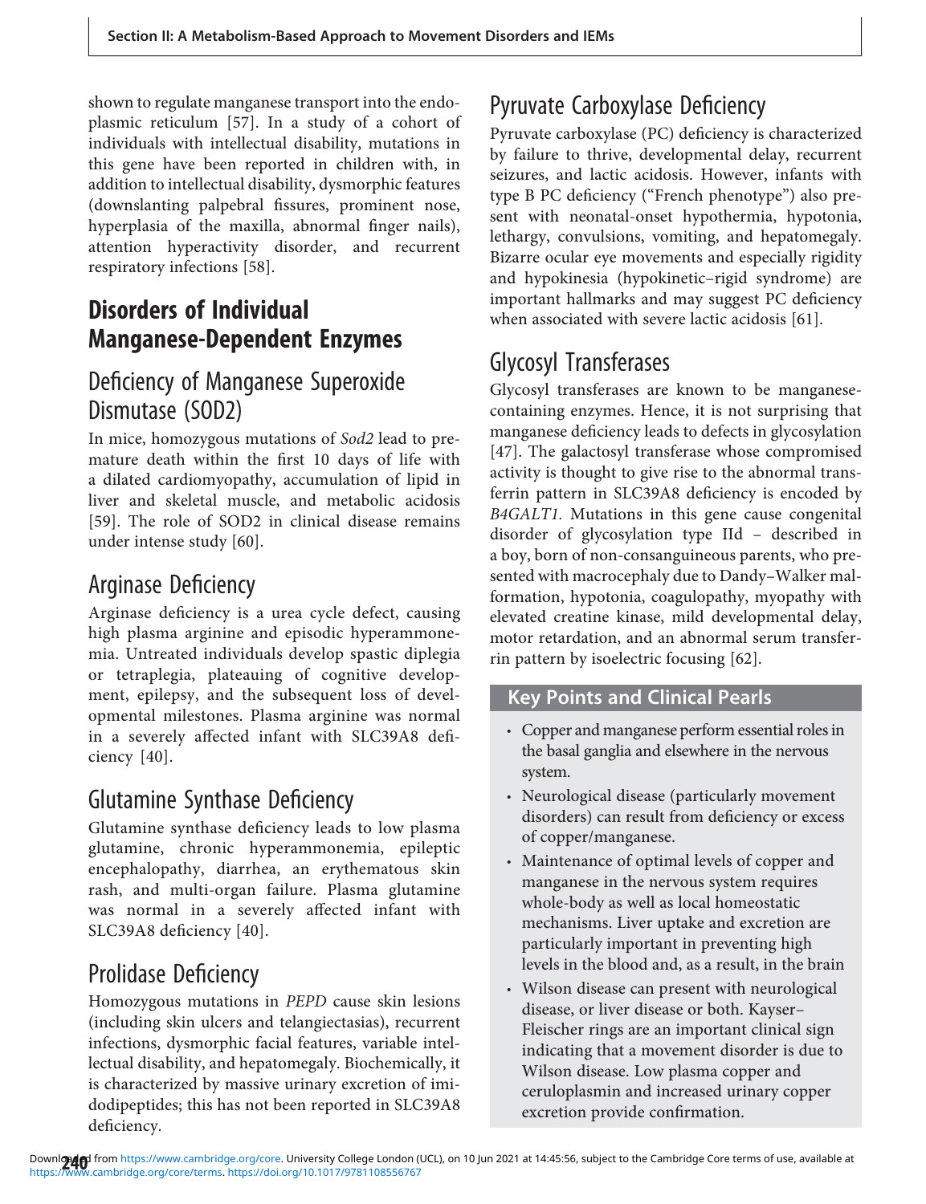shown to regulate manganese transport into the endoplasmic reticulum [57]. In a study of a cohort of individuals with intellectual disability, mutations in this gene have been reported in children with, in addition to intellectual disability, dysmorphic features (downslanting palpebral fissures, prominent nose, hyperplasia of the maxilla, abnormal finger nails), attention hyperactivity disorder, and recurrent respiratory infections [58].

## Disorders of Individual Manganese-Dependent Enzymes

### Deficiency of Manganese Superoxide Dismutase (SOD2)

In mice, homozygous mutations of *Sod2* lead to premature death within the first 10 days of life with a dilated cardiomyopathy, accumulation of lipid in liver and skeletal muscle, and metabolic acidosis [59]. The role of SOD2 in clinical disease remains under intense study [60].

### Arginase Deficiency

Arginase deficiency is a urea cycle defect, causing high plasma arginine and episodic hyperammonemia. Untreated individuals develop spastic diplegia or tetraplegia, plateauing of cognitive development, epilepsy, and the subsequent loss of developmental milestones. Plasma arginine was normal in a severely affected infant with SLC39A8 deficiency [40].

### Glutamine Synthase Deficiency

Glutamine synthase deficiency leads to low plasma glutamine, chronic hyperammonemia, epileptic encephalopathy, diarrhea, an erythematous skin rash, and multi-organ failure. Plasma glutamine was normal in a severely affected infant with SLC39A8 deficiency [40].

### Prolidase Deficiency

Homozygous mutations in *PEPD* cause skin lesions (including skin ulcers and telangiectasias), recurrent infections, dysmorphic facial features, variable intellectual disability, and hepatomegaly. Biochemically, it is characterized by massive urinary excretion of imidodipeptides; this has not been reported in SLC39A8 deficiency.

### Pyruvate Carboxylase Deficiency

Pyruvate carboxylase (PC) deficiency is characterized by failure to thrive, developmental delay, recurrent seizures, and lactic acidosis. However, infants with type B PC deficiency ("French phenotype") also present with neonatal-onset hypothermia, hypotonia, lethargy, convulsions, vomiting, and hepatomegaly. Bizarre ocular eye movements and especially rigidity and hypokinesia (hypokinetic–rigid syndrome) are important hallmarks and may suggest PC deficiency when associated with severe lactic acidosis [61].

### Glycosyl Transferases

Glycosyl transferases are known to be manganese-containing enzymes. Hence, it is not surprising that manganese deficiency leads to defects in glycosylation [47]. The galactosyl transferase whose compromised activity is thought to give rise to the abnormal transferrin pattern in SLC39A8 deficiency is encoded by *B4GALT1*. Mutations in this gene cause congenital disorder of glycosylation type IId – described in a boy, born of non-consanguineous parents, who presented with macrocephaly due to Dandy–Walker malformation, hypotonia, coagulopathy, myopathy with elevated creatine kinase, mild developmental delay, motor retardation, and an abnormal serum transferrin pattern by isoelectric focusing [62].

#### Key Points and Clinical Pearls

- Copper and manganese perform essential roles in the basal ganglia and elsewhere in the nervous system.
- Neurological disease (particularly movement disorders) can result from deficiency or excess of copper/manganese.
- Maintenance of optimal levels of copper and manganese in the nervous system requires whole-body as well as local homeostatic mechanisms. Liver uptake and excretion are particularly important in preventing high levels in the blood and, as a result, in the brain
- Wilson disease can present with neurological disease, or liver disease or both. Kayser–Fleischer rings are an important clinical sign indicating that a movement disorder is due to Wilson disease. Low plasma copper and ceruloplasmin and increased urinary copper excretion provide confirmation.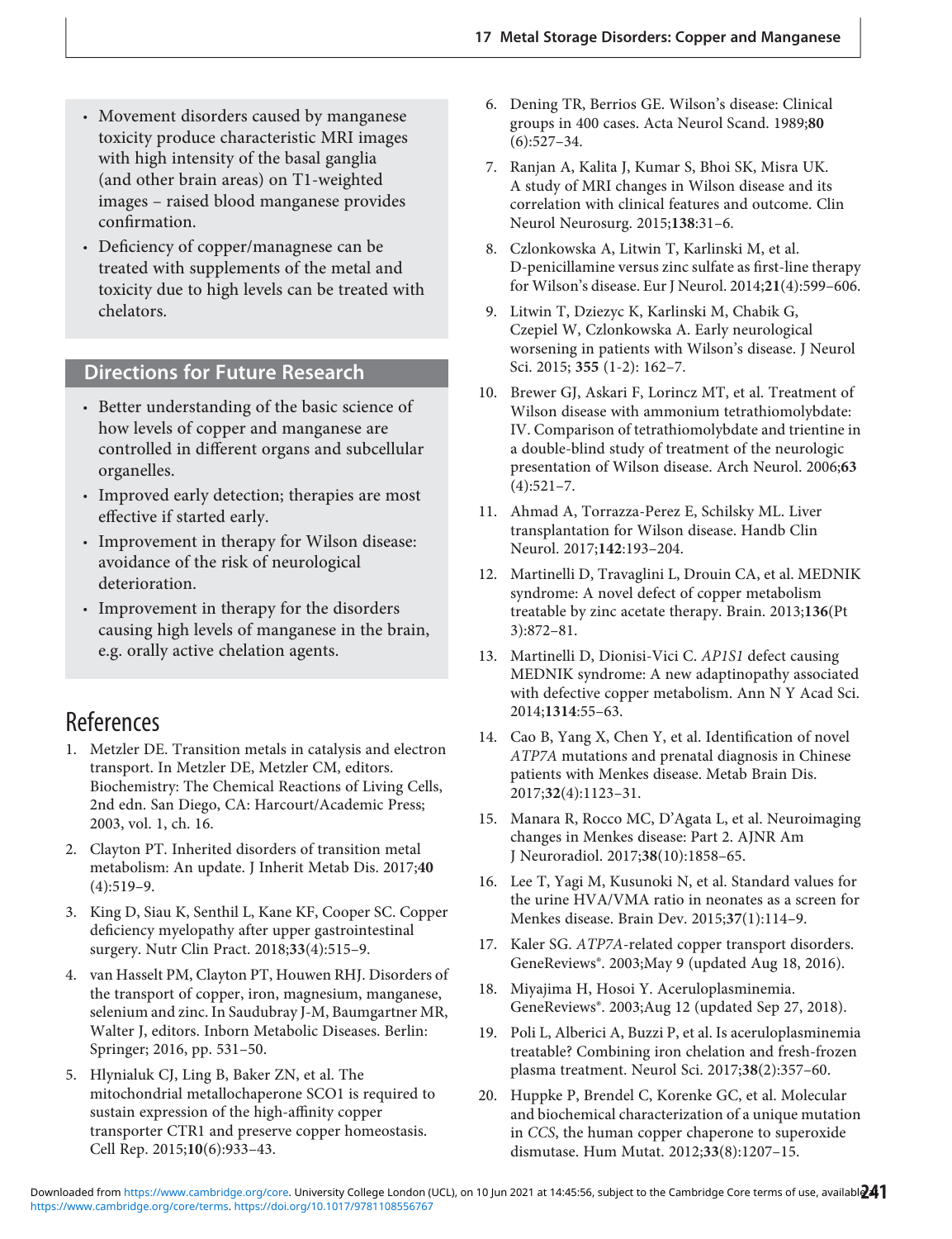- Movement disorders caused by manganese toxicity produce characteristic MRI images with high intensity of the basal ganglia (and other brain areas) on T1-weighted images – raised blood manganese provides confirmation.
- Deficiency of copper/managnese can be treated with supplements of the metal and toxicity due to high levels can be treated with chelators.

## Directions for Future Research

- Better understanding of the basic science of how levels of copper and manganese are controlled in different organs and subcellular organelles.
- Improved early detection; therapies are most effective if started early.
- Improvement in therapy for Wilson disease: avoidance of the risk of neurological deterioration.
- Improvement in therapy for the disorders causing high levels of manganese in the brain, e.g. orally active chelation agents.

# References

1. Metzler DE. Transition metals in catalysis and electron transport. In Metzler DE, Metzler CM, editors. Biochemistry: The Chemical Reactions of Living Cells, 2nd edn. San Diego, CA: Harcourt/Academic Press; 2003, vol. 1, ch. 16.
2. Clayton PT. Inherited disorders of transition metal metabolism: An update. J Inherit Metab Dis. 2017;**40**(4):519–9.
3. King D, Siau K, Senthil L, Kane KF, Cooper SC. Copper deficiency myelopathy after upper gastrointestinal surgery. Nutr Clin Pract. 2018;**33**(4):515–9.
4. van Hasselt PM, Clayton PT, Houwen RHJ. Disorders of the transport of copper, iron, magnesium, manganese, selenium and zinc. In Saudubray J-M, Baumgartner MR, Walter J, editors. Inborn Metabolic Diseases. Berlin: Springer; 2016, pp. 531–50.
5. Hlynialuk CJ, Ling B, Baker ZN, et al. The mitochondrial metallochaperone SCO1 is required to sustain expression of the high-affinity copper transporter CTR1 and preserve copper homeostasis. Cell Rep. 2015;**10**(6):933–43.
6. Dening TR, Berrios GE. Wilson's disease: Clinical groups in 400 cases. Acta Neurol Scand. 1989;**80**(6):527–34.
7. Ranjan A, Kalita J, Kumar S, Bhoi SK, Misra UK. A study of MRI changes in Wilson disease and its correlation with clinical features and outcome. Clin Neurol Neurosurg. 2015;**138**:31–6.
8. Czlonkowska A, Litwin T, Karlinski M, et al. D-penicillamine versus zinc sulfate as first-line therapy for Wilson's disease. Eur J Neurol. 2014;**21**(4):599–606.
9. Litwin T, Dziezyc K, Karlinski M, Chabik G, Czepiel W, Czlonkowska A. Early neurological worsening in patients with Wilson's disease. J Neurol Sci. 2015; **355** (1-2): 162–7.
10. Brewer GJ, Askari F, Lorincz MT, et al. Treatment of Wilson disease with ammonium tetrathiomolybdate: IV. Comparison of tetrathiomolybdate and trientine in a double-blind study of treatment of the neurologic presentation of Wilson disease. Arch Neurol. 2006;**63**(4):521–7.
11. Ahmad A, Torrazza-Perez E, Schilsky ML. Liver transplantation for Wilson disease. Handb Clin Neurol. 2017;**142**:193–204.
12. Martinelli D, Travaglini L, Drouin CA, et al. MEDNIK syndrome: A novel defect of copper metabolism treatable by zinc acetate therapy. Brain. 2013;**136**(Pt 3):872–81.
13. Martinelli D, Dionisi-Vici C. *AP1S1* defect causing MEDNIK syndrome: A new adaptinopathy associated with defective copper metabolism. Ann N Y Acad Sci. 2014;**1314**:55–63.
14. Cao B, Yang X, Chen Y, et al. Identification of novel *ATP7A* mutations and prenatal diagnosis in Chinese patients with Menkes disease. Metab Brain Dis. 2017;**32**(4):1123–31.
15. Manara R, Rocco MC, D'Agata L, et al. Neuroimaging changes in Menkes disease: Part 2. AJNR Am J Neuroradiol. 2017;**38**(10):1858–65.
16. Lee T, Yagi M, Kusunoki N, et al. Standard values for the urine HVA/VMA ratio in neonates as a screen for Menkes disease. Brain Dev. 2015;**37**(1):114–9.
17. Kaler SG. *ATP7A*-related copper transport disorders. GeneReviews®. 2003;May 9 (updated Aug 18, 2016).
18. Miyajima H, Hosoi Y. Aceruloplasminemia. GeneReviews®. 2003;Aug 12 (updated Sep 27, 2018).
19. Poli L, Alberici A, Buzzi P, et al. Is aceruloplasminemia treatable? Combining iron chelation and fresh-frozen plasma treatment. Neurol Sci. 2017;**38**(2):357–60.
20. Huppke P, Brendel C, Korenke GC, et al. Molecular and biochemical characterization of a unique mutation in *CCS*, the human copper chaperone to superoxide dismutase. Hum Mutat. 2012;**33**(8):1207–15.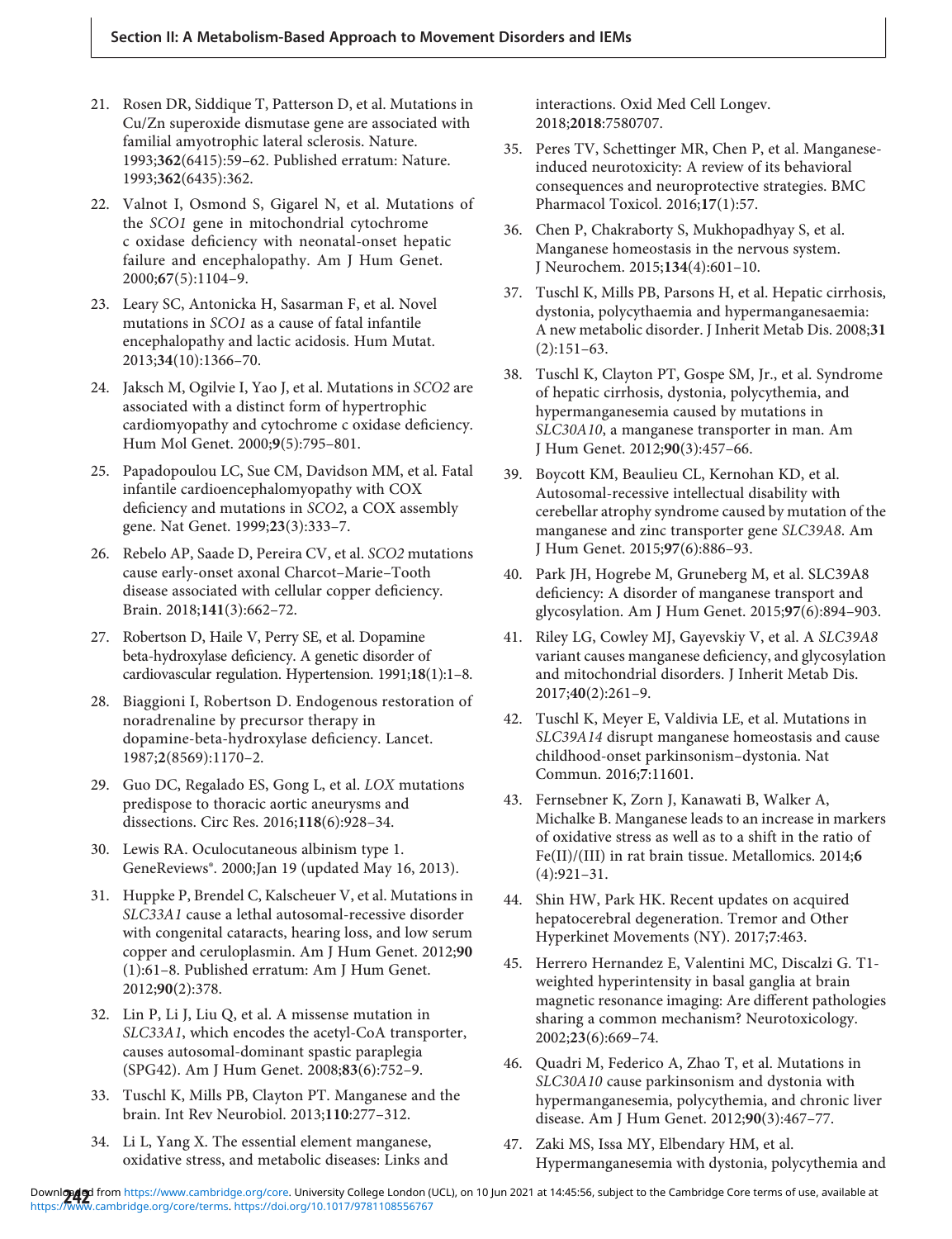21. Rosen DR, Siddique T, Patterson D, et al. Mutations in Cu/Zn superoxide dismutase gene are associated with familial amyotrophic lateral sclerosis. Nature. 1993;**362**(6415):59–62. Published erratum: Nature. 1993;**362**(6435):362.
22. Valnot I, Osmond S, Gigarel N, et al. Mutations of the *SCO1* gene in mitochondrial cytochrome c oxidase deficiency with neonatal-onset hepatic failure and encephalopathy. Am J Hum Genet. 2000;**67**(5):1104–9.
23. Leary SC, Antonicka H, Sasarman F, et al. Novel mutations in *SCO1* as a cause of fatal infantile encephalopathy and lactic acidosis. Hum Mutat. 2013;**34**(10):1366–70.
24. Jaksch M, Ogilvie I, Yao J, et al. Mutations in *SCO2* are associated with a distinct form of hypertrophic cardiomyopathy and cytochrome c oxidase deficiency. Hum Mol Genet. 2000;**9**(5):795–801.
25. Papadopoulou LC, Sue CM, Davidson MM, et al. Fatal infantile cardioencephalomyopathy with COX deficiency and mutations in *SCO2*, a COX assembly gene. Nat Genet. 1999;**23**(3):333–7.
26. Rebelo AP, Saade D, Pereira CV, et al. *SCO2* mutations cause early-onset axonal Charcot–Marie–Tooth disease associated with cellular copper deficiency. Brain. 2018;**141**(3):662–72.
27. Robertson D, Haile V, Perry SE, et al. Dopamine beta-hydroxylase deficiency. A genetic disorder of cardiovascular regulation. Hypertension. 1991;**18**(1):1–8.
28. Biaggioni I, Robertson D. Endogenous restoration of noradrenaline by precursor therapy in dopamine-beta-hydroxylase deficiency. Lancet. 1987;**2**(8569):1170–2.
29. Guo DC, Regalado ES, Gong L, et al. *LOX* mutations predispose to thoracic aortic aneurysms and dissections. Circ Res. 2016;**118**(6):928–34.
30. Lewis RA. Oculocutaneous albinism type 1. GeneReviews®. 2000;Jan 19 (updated May 16, 2013).
31. Huppke P, Brendel C, Kalscheuer V, et al. Mutations in *SLC33A1* cause a lethal autosomal-recessive disorder with congenital cataracts, hearing loss, and low serum copper and ceruloplasmin. Am J Hum Genet. 2012;**90**(1):61–8. Published erratum: Am J Hum Genet. 2012;**90**(2):378.
32. Lin P, Li J, Liu Q, et al. A missense mutation in *SLC33A1*, which encodes the acetyl-CoA transporter, causes autosomal-dominant spastic paraplegia (SPG42). Am J Hum Genet. 2008;**83**(6):752–9.
33. Tuschl K, Mills PB, Clayton PT. Manganese and the brain. Int Rev Neurobiol. 2013;**110**:277–312.
34. Li L, Yang X. The essential element manganese, oxidative stress, and metabolic diseases: Links and interactions. Oxid Med Cell Longev. 2018;**2018**:7580707.
35. Peres TV, Schettinger MR, Chen P, et al. Manganese-induced neurotoxicity: A review of its behavioral consequences and neuroprotective strategies. BMC Pharmacol Toxicol. 2016;**17**(1):57.
36. Chen P, Chakraborty S, Mukhopadhyay S, et al. Manganese homeostasis in the nervous system. J Neurochem. 2015;**134**(4):601–10.
37. Tuschl K, Mills PB, Parsons H, et al. Hepatic cirrhosis, dystonia, polycythaemia and hypermanganesaemia: A new metabolic disorder. J Inherit Metab Dis. 2008;**31**(2):151–63.
38. Tuschl K, Clayton PT, Gospe SM, Jr., et al. Syndrome of hepatic cirrhosis, dystonia, polycythemia, and hypermanganesemia caused by mutations in *SLC30A10*, a manganese transporter in man. Am J Hum Genet. 2012;**90**(3):457–66.
39. Boycott KM, Beaulieu CL, Kernohan KD, et al. Autosomal-recessive intellectual disability with cerebellar atrophy syndrome caused by mutation of the manganese and zinc transporter gene *SLC39A8*. Am J Hum Genet. 2015;**97**(6):886–93.
40. Park JH, Hogrebe M, Gruneberg M, et al. SLC39A8 deficiency: A disorder of manganese transport and glycosylation. Am J Hum Genet. 2015;**97**(6):894–903.
41. Riley LG, Cowley MJ, Gayevskiy V, et al. A *SLC39A8* variant causes manganese deficiency, and glycosylation and mitochondrial disorders. J Inherit Metab Dis. 2017;**40**(2):261–9.
42. Tuschl K, Meyer E, Valdivia LE, et al. Mutations in *SLC39A14* disrupt manganese homeostasis and cause childhood-onset parkinsonism–dystonia. Nat Commun. 2016;**7**:11601.
43. Fernsebner K, Zorn J, Kanawati B, Walker A, Michalke B. Manganese leads to an increase in markers of oxidative stress as well as to a shift in the ratio of Fe(II)/(III) in rat brain tissue. Metallomics. 2014;**6**(4):921–31.
44. Shin HW, Park HK. Recent updates on acquired hepatocerebral degeneration. Tremor and Other Hyperkinet Movements (NY). 2017;**7**:463.
45. Herrero Hernandez E, Valentini MC, Discalzi G. T1-weighted hyperintensity in basal ganglia at brain magnetic resonance imaging: Are different pathologies sharing a common mechanism? Neurotoxicology. 2002;**23**(6):669–74.
46. Quadri M, Federico A, Zhao T, et al. Mutations in *SLC30A10* cause parkinsonism and dystonia with hypermanganesemia, polycythemia, and chronic liver disease. Am J Hum Genet. 2012;**90**(3):467–77.
47. Zaki MS, Issa MY, Elbendary HM, et al. Hypermanganesemia with dystonia, polycythemia and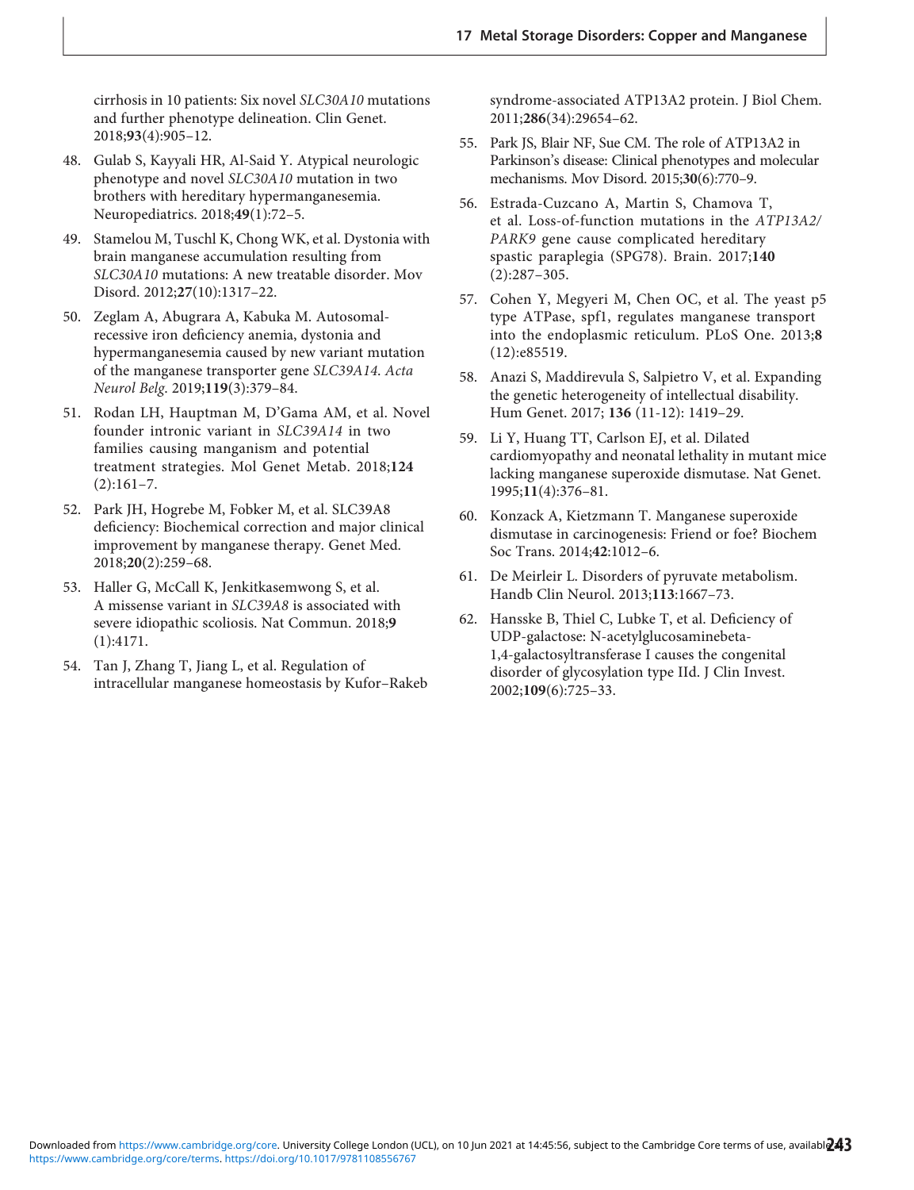cirrhosis in 10 patients: Six novel *SLC30A10* mutations and further phenotype delineation. Clin Genet. 2018;**93**(4):905–12.

48. Gulab S, Kayyali HR, Al-Said Y. Atypical neurologic phenotype and novel *SLC30A10* mutation in two brothers with hereditary hypermanganesemia. Neuropediatrics. 2018;**49**(1):72–5.

49. Stamelou M, Tuschl K, Chong WK, et al. Dystonia with brain manganese accumulation resulting from *SLC30A10* mutations: A new treatable disorder. Mov Disord. 2012;**27**(10):1317–22.

50. Zeglam A, Abugrara A, Kabuka M. Autosomal-recessive iron deficiency anemia, dystonia and hypermanganesemia caused by new variant mutation of the manganese transporter gene *SLC39A14*. *Acta Neurol Belg*. 2019;**119**(3):379–84.

51. Rodan LH, Hauptman M, D'Gama AM, et al. Novel founder intronic variant in *SLC39A14* in two families causing manganism and potential treatment strategies. Mol Genet Metab. 2018;**124**(2):161–7.

52. Park JH, Hogrebe M, Fobker M, et al. SLC39A8 deficiency: Biochemical correction and major clinical improvement by manganese therapy. Genet Med. 2018;**20**(2):259–68.

53. Haller G, McCall K, Jenkitkasemwong S, et al. A missense variant in *SLC39A8* is associated with severe idiopathic scoliosis. Nat Commun. 2018;**9**(1):4171.

54. Tan J, Zhang T, Jiang L, et al. Regulation of intracellular manganese homeostasis by Kufor–Rakeb syndrome-associated ATP13A2 protein. J Biol Chem. 2011;**286**(34):29654–62.

55. Park JS, Blair NF, Sue CM. The role of ATP13A2 in Parkinson's disease: Clinical phenotypes and molecular mechanisms. Mov Disord. 2015;**30**(6):770–9.

56. Estrada-Cuzcano A, Martin S, Chamova T, et al. Loss-of-function mutations in the *ATP13A2/PARK9* gene cause complicated hereditary spastic paraplegia (SPG78). Brain. 2017;**140**(2):287–305.

57. Cohen Y, Megyeri M, Chen OC, et al. The yeast p5 type ATPase, spf1, regulates manganese transport into the endoplasmic reticulum. PLoS One. 2013;**8**(12):e85519.

58. Anazi S, Maddirevula S, Salpietro V, et al. Expanding the genetic heterogeneity of intellectual disability. Hum Genet. 2017; **136** (11-12): 1419–29.

59. Li Y, Huang TT, Carlson EJ, et al. Dilated cardiomyopathy and neonatal lethality in mutant mice lacking manganese superoxide dismutase. Nat Genet. 1995;**11**(4):376–81.

60. Konzack A, Kietzmann T. Manganese superoxide dismutase in carcinogenesis: Friend or foe? Biochem Soc Trans. 2014;**42**:1012–6.

61. De Meirleir L. Disorders of pyruvate metabolism. Handb Clin Neurol. 2013;**113**:1667–73.

62. Hansske B, Thiel C, Lubke T, et al. Deficiency of UDP-galactose: N-acetylglucosaminebeta-1,4-galactosyltransferase I causes the congenital disorder of glycosylation type IId. J Clin Invest. 2002;**109**(6):725–33.